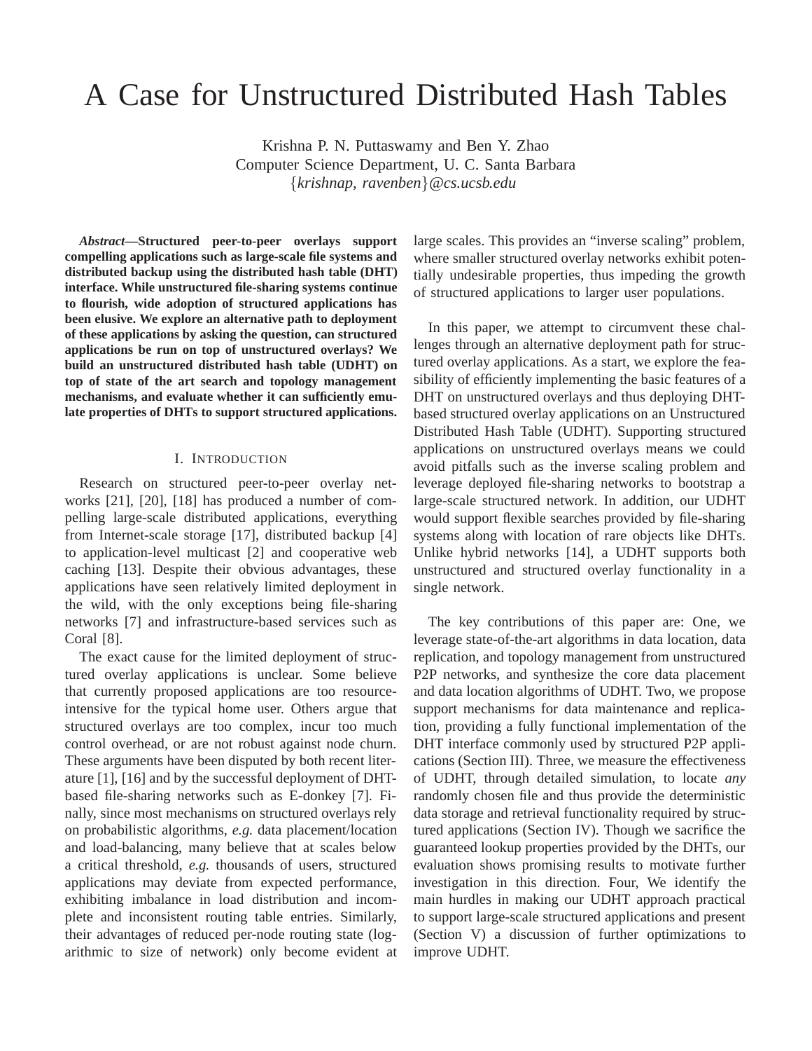# A Case for Unstructured Distributed Hash Tables

Krishna P. N. Puttaswamy and Ben Y. Zhao  
Computer Science Department, U. C. Santa Barbara  
{*krishnap, ravenben*}@*cs.ucsb.edu*

***Abstract*—Structured peer-to-peer overlays support compelling applications such as large-scale file systems and distributed backup using the distributed hash table (DHT) interface. While unstructured file-sharing systems continue to flourish, wide adoption of structured applications has been elusive. We explore an alternative path to deployment of these applications by asking the question, can structured applications be run on top of unstructured overlays? We build an unstructured distributed hash table (UDHT) on top of state of the art search and topology management mechanisms, and evaluate whether it can sufficiently emulate properties of DHTs to support structured applications.**

## I. Introduction

Research on structured peer-to-peer overlay networks [21], [20], [18] has produced a number of compelling large-scale distributed applications, everything from Internet-scale storage [17], distributed backup [4] to application-level multicast [2] and cooperative web caching [13]. Despite their obvious advantages, these applications have seen relatively limited deployment in the wild, with the only exceptions being file-sharing networks [7] and infrastructure-based services such as Coral [8].

The exact cause for the limited deployment of structured overlay applications is unclear. Some believe that currently proposed applications are too resource-intensive for the typical home user. Others argue that structured overlays are too complex, incur too much control overhead, or are not robust against node churn. These arguments have been disputed by both recent literature [1], [16] and by the successful deployment of DHT-based file-sharing networks such as E-donkey [7]. Finally, since most mechanisms on structured overlays rely on probabilistic algorithms, *e.g.* data placement/location and load-balancing, many believe that at scales below a critical threshold, *e.g.* thousands of users, structured applications may deviate from expected performance, exhibiting imbalance in load distribution and incomplete and inconsistent routing table entries. Similarly, their advantages of reduced per-node routing state (logarithmic to size of network) only become evident at large scales. This provides an "inverse scaling" problem, where smaller structured overlay networks exhibit potentially undesirable properties, thus impeding the growth of structured applications to larger user populations.

In this paper, we attempt to circumvent these challenges through an alternative deployment path for structured overlay applications. As a start, we explore the feasibility of efficiently implementing the basic features of a DHT on unstructured overlays and thus deploying DHT-based structured overlay applications on an Unstructured Distributed Hash Table (UDHT). Supporting structured applications on unstructured overlays means we could avoid pitfalls such as the inverse scaling problem and leverage deployed file-sharing networks to bootstrap a large-scale structured network. In addition, our UDHT would support flexible searches provided by file-sharing systems along with location of rare objects like DHTs. Unlike hybrid networks [14], a UDHT supports both unstructured and structured overlay functionality in a single network.

The key contributions of this paper are: One, we leverage state-of-the-art algorithms in data location, data replication, and topology management from unstructured P2P networks, and synthesize the core data placement and data location algorithms of UDHT. Two, we propose support mechanisms for data maintenance and replication, providing a fully functional implementation of the DHT interface commonly used by structured P2P applications (Section III). Three, we measure the effectiveness of UDHT, through detailed simulation, to locate *any* randomly chosen file and thus provide the deterministic data storage and retrieval functionality required by structured applications (Section IV). Though we sacrifice the guaranteed lookup properties provided by the DHTs, our evaluation shows promising results to motivate further investigation in this direction. Four, We identify the main hurdles in making our UDHT approach practical to support large-scale structured applications and present (Section V) a discussion of further optimizations to improve UDHT.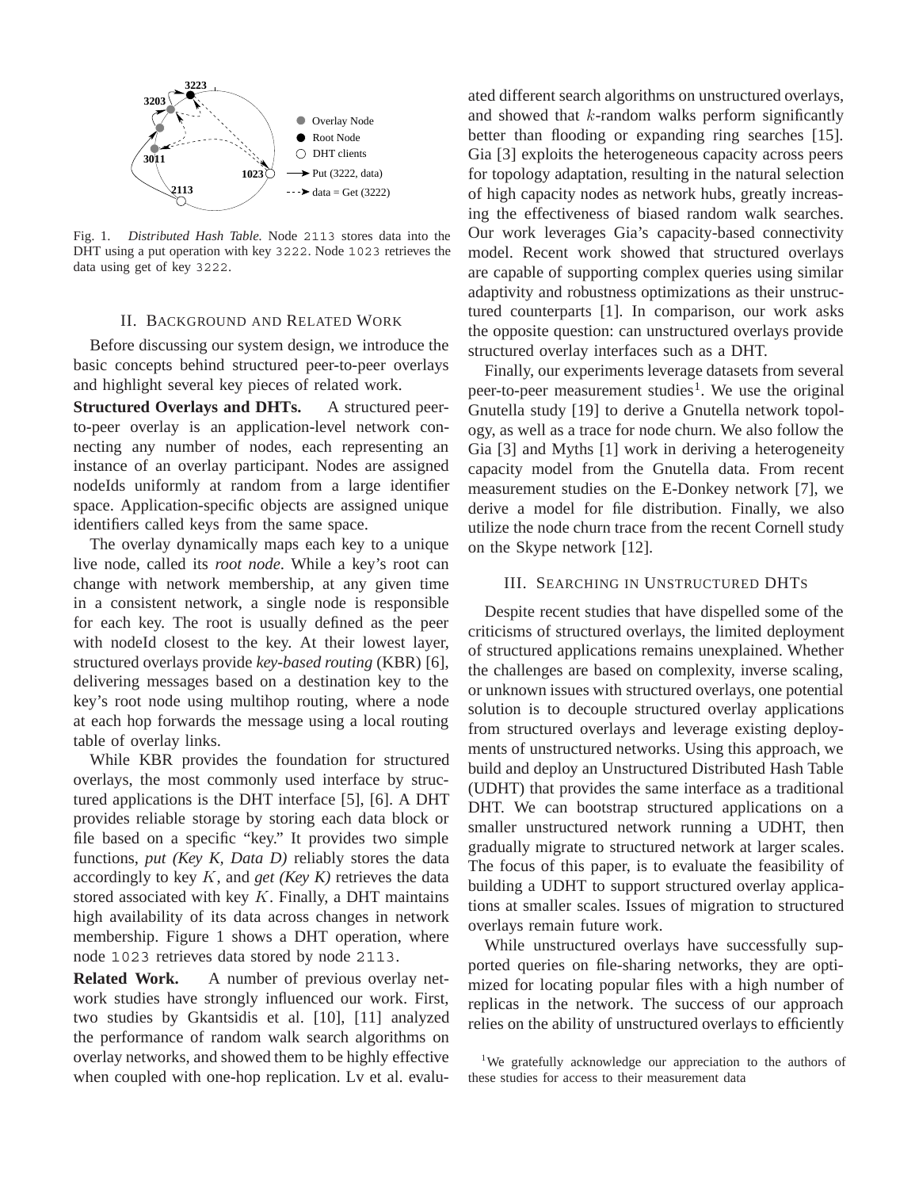Fig. 1. *Distributed Hash Table.* Node 2113 stores data into the DHT using a put operation with key 3222. Node 1023 retrieves the data using get of key 3222.

## II. Background and Related Work

Before discussing our system design, we introduce the basic concepts behind structured peer-to-peer overlays and highlight several key pieces of related work.

**Structured Overlays and DHTs.** A structured peer-to-peer overlay is an application-level network connecting any number of nodes, each representing an instance of an overlay participant. Nodes are assigned nodeIds uniformly at random from a large identifier space. Application-specific objects are assigned unique identifiers called keys from the same space.

The overlay dynamically maps each key to a unique live node, called its *root node*. While a key's root can change with network membership, at any given time in a consistent network, a single node is responsible for each key. The root is usually defined as the peer with nodeId closest to the key. At their lowest layer, structured overlays provide *key-based routing* (KBR) [6], delivering messages based on a destination key to the key's root node using multihop routing, where a node at each hop forwards the message using a local routing table of overlay links.

While KBR provides the foundation for structured overlays, the most commonly used interface by structured applications is the DHT interface [5], [6]. A DHT provides reliable storage by storing each data block or file based on a specific "key." It provides two simple functions, *put (Key K, Data D)* reliably stores the data accordingly to key $K$, and *get (Key K)* retrieves the data stored associated with key $K$. Finally, a DHT maintains high availability of its data across changes in network membership. Figure 1 shows a DHT operation, where node 1023 retrieves data stored by node 2113.

**Related Work.** A number of previous overlay network studies have strongly influenced our work. First, two studies by Gkantsidis et al. [10], [11] analyzed the performance of random walk search algorithms on overlay networks, and showed them to be highly effective when coupled with one-hop replication. Lv et al. evaluated different search algorithms on unstructured overlays, and showed that $k$-random walks perform significantly better than flooding or expanding ring searches [15]. Gia [3] exploits the heterogeneous capacity across peers for topology adaptation, resulting in the natural selection of high capacity nodes as network hubs, greatly increasing the effectiveness of biased random walk searches. Our work leverages Gia's capacity-based connectivity model. Recent work showed that structured overlays are capable of supporting complex queries using similar adaptivity and robustness optimizations as their unstructured counterparts [1]. In comparison, our work asks the opposite question: can unstructured overlays provide structured overlay interfaces such as a DHT.

Finally, our experiments leverage datasets from several peer-to-peer measurement studies[1]. We use the original Gnutella study [19] to derive a Gnutella network topology, as well as a trace for node churn. We also follow the Gia [3] and Myths [1] work in deriving a heterogeneity capacity model from the Gnutella data. From recent measurement studies on the E-Donkey network [7], we derive a model for file distribution. Finally, we also utilize the node churn trace from the recent Cornell study on the Skype network [12].

## III. Searching in Unstructured DHTs

Despite recent studies that have dispelled some of the criticisms of structured overlays, the limited deployment of structured applications remains unexplained. Whether the challenges are based on complexity, inverse scaling, or unknown issues with structured overlays, one potential solution is to decouple structured overlay applications from structured overlays and leverage existing deployments of unstructured networks. Using this approach, we build and deploy an Unstructured Distributed Hash Table (UDHT) that provides the same interface as a traditional DHT. We can bootstrap structured applications on a smaller unstructured network running a UDHT, then gradually migrate to structured network at larger scales. The focus of this paper, is to evaluate the feasibility of building a UDHT to support structured overlay applications at smaller scales. Issues of migration to structured overlays remain future work.

While unstructured overlays have successfully supported queries on file-sharing networks, they are optimized for locating popular files with a high number of replicas in the network. The success of our approach relies on the ability of unstructured overlays to efficiently

[1] We gratefully acknowledge our appreciation to the authors of these studies for access to their measurement data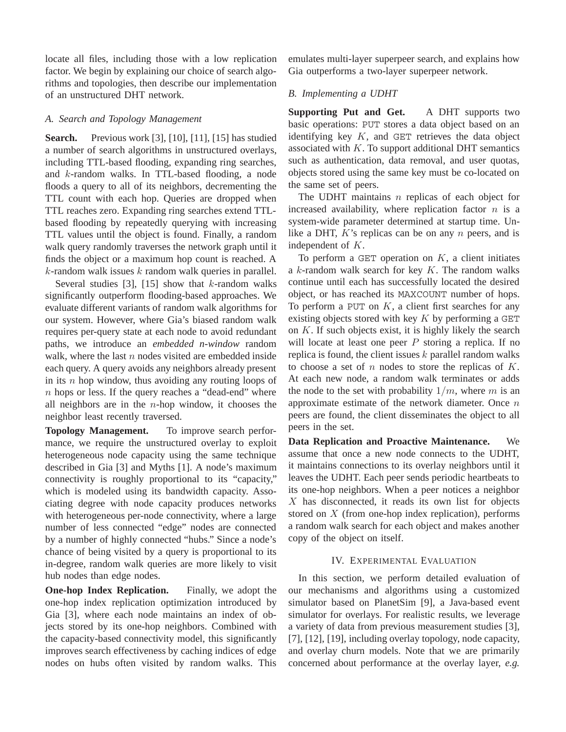locate all files, including those with a low replication factor. We begin by explaining our choice of search algorithms and topologies, then describe our implementation of an unstructured DHT network.

### *A. Search and Topology Management*

**Search.** Previous work [3], [10], [11], [15] has studied a number of search algorithms in unstructured overlays, including TTL-based flooding, expanding ring searches, and $k$-random walks. In TTL-based flooding, a node floods a query to all of its neighbors, decrementing the TTL count with each hop. Queries are dropped when TTL reaches zero. Expanding ring searches extend TTL-based flooding by repeatedly querying with increasing TTL values until the object is found. Finally, a random walk query randomly traverses the network graph until it finds the object or a maximum hop count is reached. A $k$-random walk issues $k$ random walk queries in parallel.

Several studies [3], [15] show that $k$-random walks significantly outperform flooding-based approaches. We evaluate different variants of random walk algorithms for our system. However, where Gia's biased random walk requires per-query state at each node to avoid redundant paths, we introduce an *embedded n-window* random walk, where the last $n$ nodes visited are embedded inside each query. A query avoids any neighbors already present in its $n$ hop window, thus avoiding any routing loops of $n$ hops or less. If the query reaches a "dead-end" where all neighbors are in the $n$-hop window, it chooses the neighbor least recently traversed.

**Topology Management.** To improve search performance, we require the unstructured overlay to exploit heterogeneous node capacity using the same technique described in Gia [3] and Myths [1]. A node's maximum connectivity is roughly proportional to its "capacity," which is modeled using its bandwidth capacity. Associating degree with node capacity produces networks with heterogeneous per-node connectivity, where a large number of less connected "edge" nodes are connected by a number of highly connected "hubs." Since a node's chance of being visited by a query is proportional to its in-degree, random walk queries are more likely to visit hub nodes than edge nodes.

**One-hop Index Replication.** Finally, we adopt the one-hop index replication optimization introduced by Gia [3], where each node maintains an index of objects stored by its one-hop neighbors. Combined with the capacity-based connectivity model, this significantly improves search effectiveness by caching indices of edge nodes on hubs often visited by random walks. This emulates multi-layer superpeer search, and explains how Gia outperforms a two-layer superpeer network.

### *B. Implementing a UDHT*

**Supporting Put and Get.** A DHT supports two basic operations: PUT stores a data object based on an identifying key $K$, and GET retrieves the data object associated with $K$. To support additional DHT semantics such as authentication, data removal, and user quotas, objects stored using the same key must be co-located on the same set of peers.

The UDHT maintains $n$ replicas of each object for increased availability, where replication factor $n$ is a system-wide parameter determined at startup time. Unlike a DHT, $K$'s replicas can be on any $n$ peers, and is independent of $K$.

To perform a GET operation on $K$, a client initiates a $k$-random walk search for key $K$. The random walks continue until each has successfully located the desired object, or has reached its MAXCOUNT number of hops. To perform a PUT on $K$, a client first searches for any existing objects stored with key $K$ by performing a GET on $K$. If such objects exist, it is highly likely the search will locate at least one peer $P$ storing a replica. If no replica is found, the client issues $k$ parallel random walks to choose a set of $n$ nodes to store the replicas of $K$. At each new node, a random walk terminates or adds the node to the set with probability $1/m$, where $m$ is an approximate estimate of the network diameter. Once $n$ peers are found, the client disseminates the object to all peers in the set.

**Data Replication and Proactive Maintenance.** We assume that once a new node connects to the UDHT, it maintains connections to its overlay neighbors until it leaves the UDHT. Each peer sends periodic heartbeats to its one-hop neighbors. When a peer notices a neighbor $X$ has disconnected, it reads its own list for objects stored on $X$ (from one-hop index replication), performs a random walk search for each object and makes another copy of the object on itself.

## IV. Experimental Evaluation

In this section, we perform detailed evaluation of our mechanisms and algorithms using a customized simulator based on PlanetSim [9], a Java-based event simulator for overlays. For realistic results, we leverage a variety of data from previous measurement studies [3], [7], [12], [19], including overlay topology, node capacity, and overlay churn models. Note that we are primarily concerned about performance at the overlay layer, *e.g.*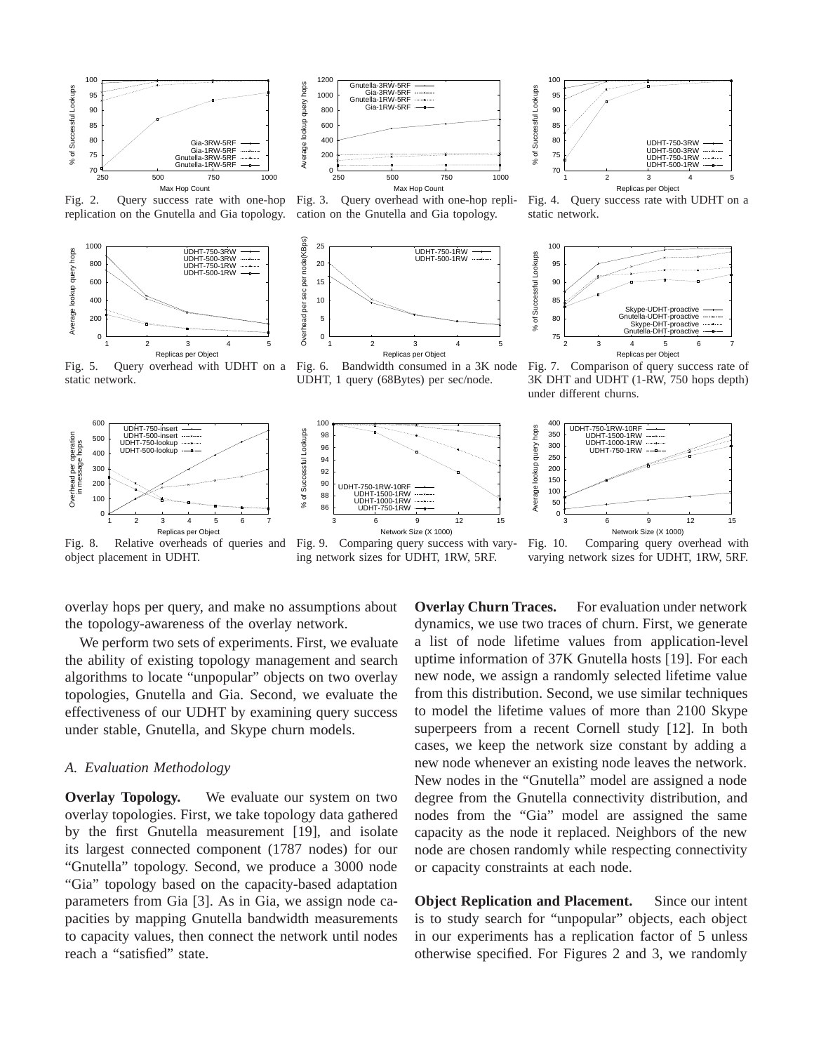Fig. 2. Query success rate with one-hop replication on the Gnutella and Gia topology.

Fig. 3. Query overhead with one-hop replication on the Gnutella and Gia topology.

Fig. 4. Query success rate with UDHT on a static network.

Fig. 5. Query overhead with UDHT on a static network.

Fig. 6. Bandwidth consumed in a 3K node UDHT, 1 query (68Bytes) per sec/node.

Fig. 7. Comparison of query success rate of 3K DHT and UDHT (1-RW, 750 hops depth) under different churns.

Fig. 8. Relative overheads of queries and object placement in UDHT.

Fig. 9. Comparing query success with varying network sizes for UDHT, 1RW, 5RF.

Fig. 10. Comparing query overhead with varying network sizes for UDHT, 1RW, 5RF.

overlay hops per query, and make no assumptions about the topology-awareness of the overlay network.

We perform two sets of experiments. First, we evaluate the ability of existing topology management and search algorithms to locate "unpopular" objects on two overlay topologies, Gnutella and Gia. Second, we evaluate the effectiveness of our UDHT by examining query success under stable, Gnutella, and Skype churn models.

### *A. Evaluation Methodology*

**Overlay Topology.** We evaluate our system on two overlay topologies. First, we take topology data gathered by the first Gnutella measurement [19], and isolate its largest connected component (1787 nodes) for our "Gnutella" topology. Second, we produce a 3000 node "Gia" topology based on the capacity-based adaptation parameters from Gia [3]. As in Gia, we assign node capacities by mapping Gnutella bandwidth measurements to capacity values, then connect the network until nodes reach a "satisfied" state.

**Overlay Churn Traces.** For evaluation under network dynamics, we use two traces of churn. First, we generate a list of node lifetime values from application-level uptime information of 37K Gnutella hosts [19]. For each new node, we assign a randomly selected lifetime value from this distribution. Second, we use similar techniques to model the lifetime values of more than 2100 Skype superpeers from a recent Cornell study [12]. In both cases, we keep the network size constant by adding a new node whenever an existing node leaves the network. New nodes in the "Gnutella" model are assigned a node degree from the Gnutella connectivity distribution, and nodes from the "Gia" model are assigned the same capacity as the node it replaced. Neighbors of the new node are chosen randomly while respecting connectivity or capacity constraints at each node.

**Object Replication and Placement.** Since our intent is to study search for "unpopular" objects, each object in our experiments has a replication factor of 5 unless otherwise specified. For Figures 2 and 3, we randomly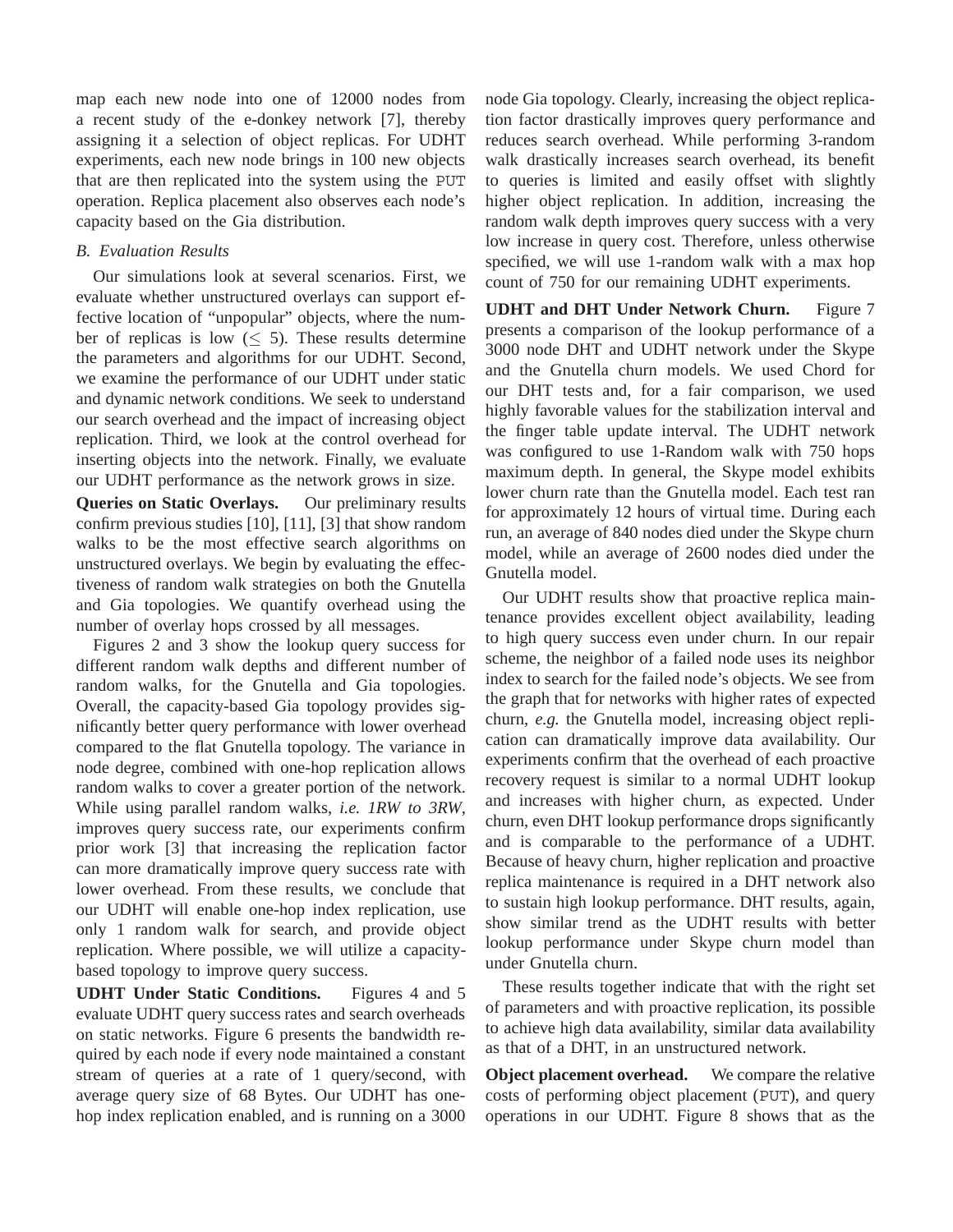map each new node into one of 12000 nodes from a recent study of the e-donkey network [7], thereby assigning it a selection of object replicas. For UDHT experiments, each new node brings in 100 new objects that are then replicated into the system using the `PUT` operation. Replica placement also observes each node's capacity based on the Gia distribution.

### *B. Evaluation Results*

Our simulations look at several scenarios. First, we evaluate whether unstructured overlays can support effective location of "unpopular" objects, where the number of replicas is low ($\leq$ 5). These results determine the parameters and algorithms for our UDHT. Second, we examine the performance of our UDHT under static and dynamic network conditions. We seek to understand our search overhead and the impact of increasing object replication. Third, we look at the control overhead for inserting objects into the network. Finally, we evaluate our UDHT performance as the network grows in size.

**Queries on Static Overlays.** Our preliminary results confirm previous studies [10], [11], [3] that show random walks to be the most effective search algorithms on unstructured overlays. We begin by evaluating the effectiveness of random walk strategies on both the Gnutella and Gia topologies. We quantify overhead using the number of overlay hops crossed by all messages.

Figures 2 and 3 show the lookup query success for different random walk depths and different number of random walks, for the Gnutella and Gia topologies. Overall, the capacity-based Gia topology provides significantly better query performance with lower overhead compared to the flat Gnutella topology. The variance in node degree, combined with one-hop replication allows random walks to cover a greater portion of the network. While using parallel random walks, *i.e. 1RW to 3RW*, improves query success rate, our experiments confirm prior work [3] that increasing the replication factor can more dramatically improve query success rate with lower overhead. From these results, we conclude that our UDHT will enable one-hop index replication, use only 1 random walk for search, and provide object replication. Where possible, we will utilize a capacity-based topology to improve query success.

**UDHT Under Static Conditions.** Figures 4 and 5 evaluate UDHT query success rates and search overheads on static networks. Figure 6 presents the bandwidth required by each node if every node maintained a constant stream of queries at a rate of 1 query/second, with average query size of 68 Bytes. Our UDHT has one-hop index replication enabled, and is running on a 3000 node Gia topology. Clearly, increasing the object replication factor drastically improves query performance and reduces search overhead. While performing 3-random walk drastically increases search overhead, its benefit to queries is limited and easily offset with slightly higher object replication. In addition, increasing the random walk depth improves query success with a very low increase in query cost. Therefore, unless otherwise specified, we will use 1-random walk with a max hop count of 750 for our remaining UDHT experiments.

**UDHT and DHT Under Network Churn.** Figure 7 presents a comparison of the lookup performance of a 3000 node DHT and UDHT network under the Skype and the Gnutella churn models. We used Chord for our DHT tests and, for a fair comparison, we used highly favorable values for the stabilization interval and the finger table update interval. The UDHT network was configured to use 1-Random walk with 750 hops maximum depth. In general, the Skype model exhibits lower churn rate than the Gnutella model. Each test ran for approximately 12 hours of virtual time. During each run, an average of 840 nodes died under the Skype churn model, while an average of 2600 nodes died under the Gnutella model.

Our UDHT results show that proactive replica maintenance provides excellent object availability, leading to high query success even under churn. In our repair scheme, the neighbor of a failed node uses its neighbor index to search for the failed node's objects. We see from the graph that for networks with higher rates of expected churn, *e.g.* the Gnutella model, increasing object replication can dramatically improve data availability. Our experiments confirm that the overhead of each proactive recovery request is similar to a normal UDHT lookup and increases with higher churn, as expected. Under churn, even DHT lookup performance drops significantly and is comparable to the performance of a UDHT. Because of heavy churn, higher replication and proactive replica maintenance is required in a DHT network also to sustain high lookup performance. DHT results, again, show similar trend as the UDHT results with better lookup performance under Skype churn model than under Gnutella churn.

These results together indicate that with the right set of parameters and with proactive replication, its possible to achieve high data availability, similar data availability as that of a DHT, in an unstructured network.

**Object placement overhead.** We compare the relative costs of performing object placement (`PUT`), and query operations in our UDHT. Figure 8 shows that as the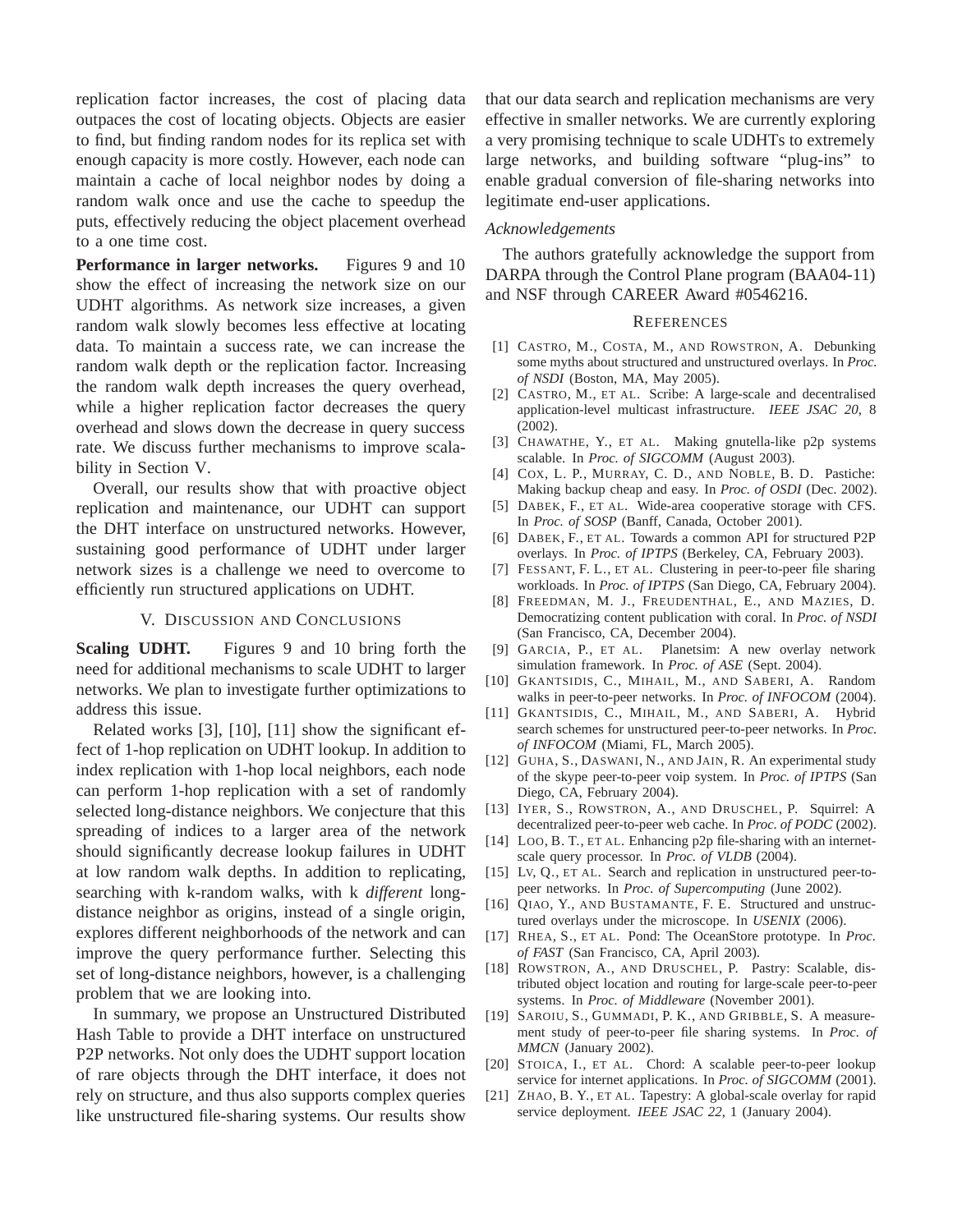replication factor increases, the cost of placing data outpaces the cost of locating objects. Objects are easier to find, but finding random nodes for its replica set with enough capacity is more costly. However, each node can maintain a cache of local neighbor nodes by doing a random walk once and use the cache to speedup the puts, effectively reducing the object placement overhead to a one time cost.

**Performance in larger networks.** Figures 9 and 10 show the effect of increasing the network size on our UDHT algorithms. As network size increases, a given random walk slowly becomes less effective at locating data. To maintain a success rate, we can increase the random walk depth or the replication factor. Increasing the random walk depth increases the query overhead, while a higher replication factor decreases the query overhead and slows down the decrease in query success rate. We discuss further mechanisms to improve scalability in Section V.

Overall, our results show that with proactive object replication and maintenance, our UDHT can support the DHT interface on unstructured networks. However, sustaining good performance of UDHT under larger network sizes is a challenge we need to overcome to efficiently run structured applications on UDHT.

## V. Discussion and Conclusions

**Scaling UDHT.** Figures 9 and 10 bring forth the need for additional mechanisms to scale UDHT to larger networks. We plan to investigate further optimizations to address this issue.

Related works [3], [10], [11] show the significant effect of 1-hop replication on UDHT lookup. In addition to index replication with 1-hop local neighbors, each node can perform 1-hop replication with a set of randomly selected long-distance neighbors. We conjecture that this spreading of indices to a larger area of the network should significantly decrease lookup failures in UDHT at low random walk depths. In addition to replicating, searching with k-random walks, with k *different* long-distance neighbor as origins, instead of a single origin, explores different neighborhoods of the network and can improve the query performance further. Selecting this set of long-distance neighbors, however, is a challenging problem that we are looking into.

In summary, we propose an Unstructured Distributed Hash Table to provide a DHT interface on unstructured P2P networks. Not only does the UDHT support location of rare objects through the DHT interface, it does not rely on structure, and thus also supports complex queries like unstructured file-sharing systems. Our results show that our data search and replication mechanisms are very effective in smaller networks. We are currently exploring a very promising technique to scale UDHTs to extremely large networks, and building software "plug-ins" to enable gradual conversion of file-sharing networks into legitimate end-user applications.

### *Acknowledgements*

The authors gratefully acknowledge the support from DARPA through the Control Plane program (BAA04-11) and NSF through CAREER Award #0546216.

## References

[1] Castro, M., Costa, M., and Rowstron, A. Debunking some myths about structured and unstructured overlays. In *Proc. of NSDI* (Boston, MA, May 2005).

[2] Castro, M., et al. Scribe: A large-scale and decentralised application-level multicast infrastructure. *IEEE JSAC 20*, 8 (2002).

[3] Chawathe, Y., et al. Making gnutella-like p2p systems scalable. In *Proc. of SIGCOMM* (August 2003).

[4] Cox, L. P., Murray, C. D., and Noble, B. D. Pastiche: Making backup cheap and easy. In *Proc. of OSDI* (Dec. 2002).

[5] Dabek, F., et al. Wide-area cooperative storage with CFS. In *Proc. of SOSP* (Banff, Canada, October 2001).

[6] Dabek, F., et al. Towards a common API for structured P2P overlays. In *Proc. of IPTPS* (Berkeley, CA, February 2003).

[7] Fessant, F. L., et al. Clustering in peer-to-peer file sharing workloads. In *Proc. of IPTPS* (San Diego, CA, February 2004).

[8] Freedman, M. J., Freudenthal, E., and Mazies, D. Democratizing content publication with coral. In *Proc. of NSDI* (San Francisco, CA, December 2004).

[9] Garcia, P., et al. Planetsim: A new overlay network simulation framework. In *Proc. of ASE* (Sept. 2004).

[10] Gkantsidis, C., Mihail, M., and Saberi, A. Random walks in peer-to-peer networks. In *Proc. of INFOCOM* (2004).

[11] Gkantsidis, C., Mihail, M., and Saberi, A. Hybrid search schemes for unstructured peer-to-peer networks. In *Proc. of INFOCOM* (Miami, FL, March 2005).

[12] Guha, S., Daswani, N., and Jain, R. An experimental study of the skype peer-to-peer voip system. In *Proc. of IPTPS* (San Diego, CA, February 2004).

[13] Iyer, S., Rowstron, A., and Druschel, P. Squirrel: A decentralized peer-to-peer web cache. In *Proc. of PODC* (2002).

[14] Loo, B. T., et al. Enhancing p2p file-sharing with an internet-scale query processor. In *Proc. of VLDB* (2004).

[15] Lv, Q., et al. Search and replication in unstructured peer-to-peer networks. In *Proc. of Supercomputing* (June 2002).

[16] Qiao, Y., and Bustamante, F. E. Structured and unstructured overlays under the microscope. In *USENIX* (2006).

[17] Rhea, S., et al. Pond: The OceanStore prototype. In *Proc. of FAST* (San Francisco, CA, April 2003).

[18] Rowstron, A., and Druschel, P. Pastry: Scalable, distributed object location and routing for large-scale peer-to-peer systems. In *Proc. of Middleware* (November 2001).

[19] Saroiu, S., Gummadi, P. K., and Gribble, S. A measurement study of peer-to-peer file sharing systems. In *Proc. of MMCN* (January 2002).

[20] Stoica, I., et al. Chord: A scalable peer-to-peer lookup service for internet applications. In *Proc. of SIGCOMM* (2001).

[21] Zhao, B. Y., et al. Tapestry: A global-scale overlay for rapid service deployment. *IEEE JSAC 22*, 1 (January 2004).